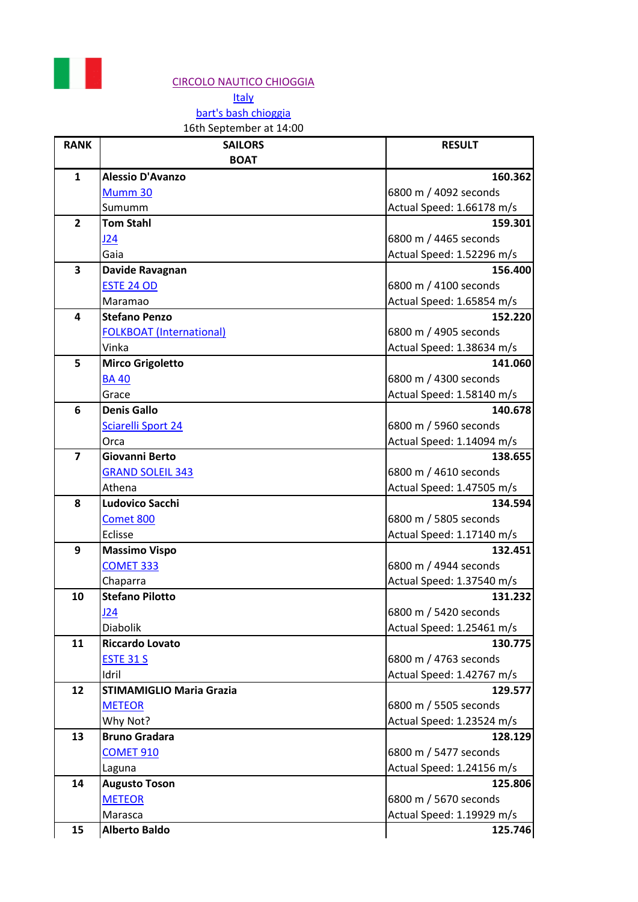CIRCOLO NAUTICO CHIOGGIA

Italy

bart's bash chioggia

16th September at 14:00

| RANK | SAILORS<br>BOAT | RESULT |
|---|---|---|
| 1 | **Alessio D'Avanzo**<br>Mumm 30<br>Sumumm | **160.362**<br>6800 m / 4092 seconds<br>Actual Speed: 1.66178 m/s |
| 2 | **Tom Stahl**<br>J24<br>Gaia | **159.301**<br>6800 m / 4465 seconds<br>Actual Speed: 1.52296 m/s |
| 3 | **Davide Ravagnan**<br>ESTE 24 OD<br>Maramao | **156.400**<br>6800 m / 4100 seconds<br>Actual Speed: 1.65854 m/s |
| 4 | **Stefano Penzo**<br>FOLKBOAT (International)<br>Vinka | **152.220**<br>6800 m / 4905 seconds<br>Actual Speed: 1.38634 m/s |
| 5 | **Mirco Grigoletto**<br>BA 40<br>Grace | **141.060**<br>6800 m / 4300 seconds<br>Actual Speed: 1.58140 m/s |
| 6 | **Denis Gallo**<br>Sciarelli Sport 24<br>Orca | **140.678**<br>6800 m / 5960 seconds<br>Actual Speed: 1.14094 m/s |
| 7 | **Giovanni Berto**<br>GRAND SOLEIL 343<br>Athena | **138.655**<br>6800 m / 4610 seconds<br>Actual Speed: 1.47505 m/s |
| 8 | **Ludovico Sacchi**<br>Comet 800<br>Eclisse | **134.594**<br>6800 m / 5805 seconds<br>Actual Speed: 1.17140 m/s |
| 9 | **Massimo Vispo**<br>COMET 333<br>Chaparra | **132.451**<br>6800 m / 4944 seconds<br>Actual Speed: 1.37540 m/s |
| 10 | **Stefano Pilotto**<br>J24<br>Diabolik | **131.232**<br>6800 m / 5420 seconds<br>Actual Speed: 1.25461 m/s |
| 11 | **Riccardo Lovato**<br>ESTE 31 S<br>Idril | **130.775**<br>6800 m / 4763 seconds<br>Actual Speed: 1.42767 m/s |
| 12 | **STIMAMIGLIO Maria Grazia**<br>METEOR<br>Why Not? | **129.577**<br>6800 m / 5505 seconds<br>Actual Speed: 1.23524 m/s |
| 13 | **Bruno Gradara**<br>COMET 910<br>Laguna | **128.129**<br>6800 m / 5477 seconds<br>Actual Speed: 1.24156 m/s |
| 14 | **Augusto Toson**<br>METEOR<br>Marasca | **125.806**<br>6800 m / 5670 seconds<br>Actual Speed: 1.19929 m/s |
| 15 | **Alberto Baldo** | **125.746** |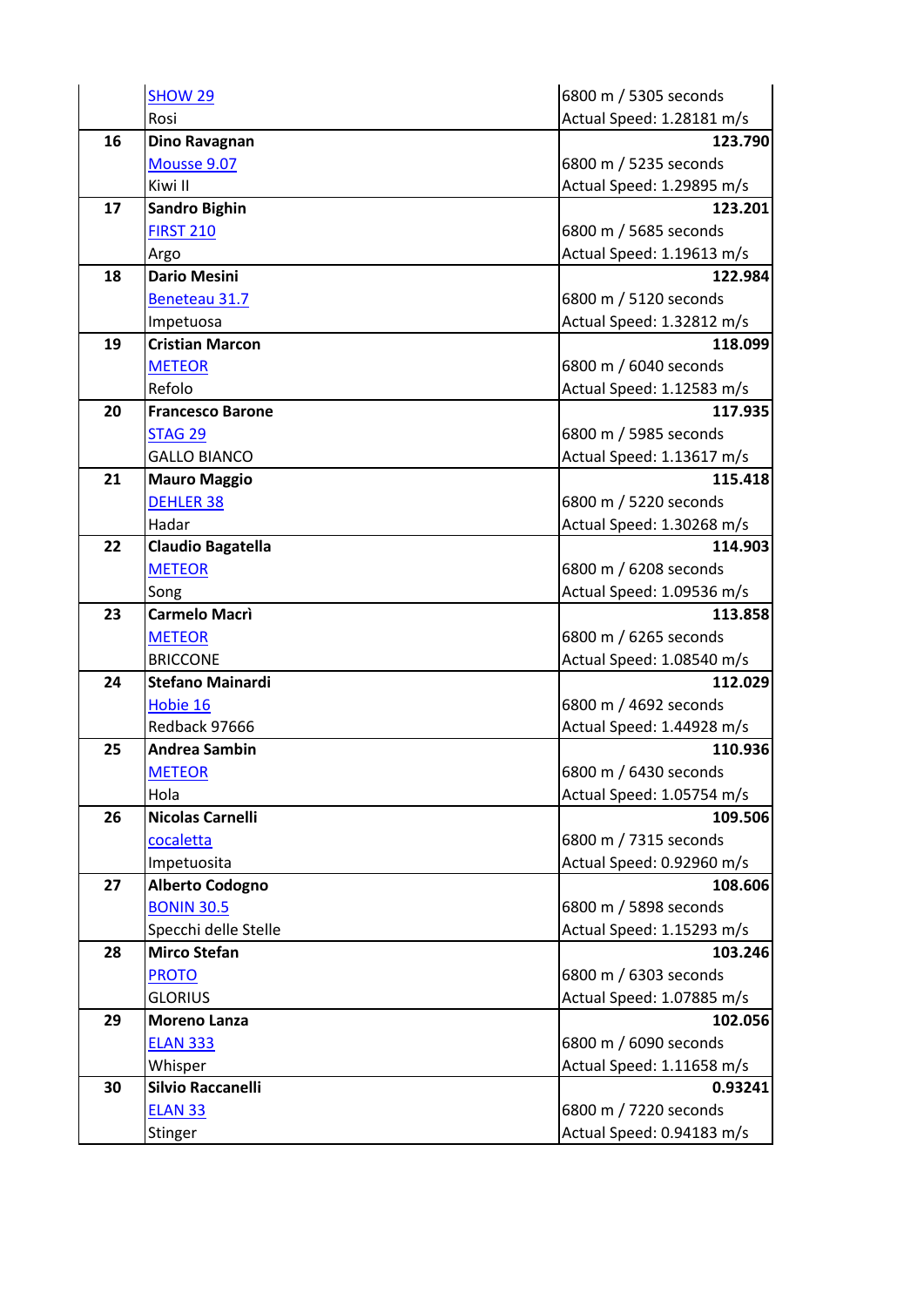| | | |
|---|---|---|
| | SHOW 29<br>Rosi | 6800 m / 5305 seconds<br>Actual Speed: 1.28181 m/s |
| **16** | **Dino Ravagnan**<br>Mousse 9.07<br>Kiwi II | **123.790**<br>6800 m / 5235 seconds<br>Actual Speed: 1.29895 m/s |
| **17** | **Sandro Bighin**<br>FIRST 210<br>Argo | **123.201**<br>6800 m / 5685 seconds<br>Actual Speed: 1.19613 m/s |
| **18** | **Dario Mesini**<br>Beneteau 31.7<br>Impetuosa | **122.984**<br>6800 m / 5120 seconds<br>Actual Speed: 1.32812 m/s |
| **19** | **Cristian Marcon**<br>METEOR<br>Refolo | **118.099**<br>6800 m / 6040 seconds<br>Actual Speed: 1.12583 m/s |
| **20** | **Francesco Barone**<br>STAG 29<br>GALLO BIANCO | **117.935**<br>6800 m / 5985 seconds<br>Actual Speed: 1.13617 m/s |
| **21** | **Mauro Maggio**<br>DEHLER 38<br>Hadar | **115.418**<br>6800 m / 5220 seconds<br>Actual Speed: 1.30268 m/s |
| **22** | **Claudio Bagatella**<br>METEOR<br>Song | **114.903**<br>6800 m / 6208 seconds<br>Actual Speed: 1.09536 m/s |
| **23** | **Carmelo Macrì**<br>METEOR<br>BRICCONE | **113.858**<br>6800 m / 6265 seconds<br>Actual Speed: 1.08540 m/s |
| **24** | **Stefano Mainardi**<br>Hobie 16<br>Redback 97666 | **112.029**<br>6800 m / 4692 seconds<br>Actual Speed: 1.44928 m/s |
| **25** | **Andrea Sambin**<br>METEOR<br>Hola | **110.936**<br>6800 m / 6430 seconds<br>Actual Speed: 1.05754 m/s |
| **26** | **Nicolas Carnelli**<br>cocaletta<br>Impetuosita | **109.506**<br>6800 m / 7315 seconds<br>Actual Speed: 0.92960 m/s |
| **27** | **Alberto Codogno**<br>BONIN 30.5<br>Specchi delle Stelle | **108.606**<br>6800 m / 5898 seconds<br>Actual Speed: 1.15293 m/s |
| **28** | **Mirco Stefan**<br>PROTO<br>GLORIUS | **103.246**<br>6800 m / 6303 seconds<br>Actual Speed: 1.07885 m/s |
| **29** | **Moreno Lanza**<br>ELAN 333<br>Whisper | **102.056**<br>6800 m / 6090 seconds<br>Actual Speed: 1.11658 m/s |
| **30** | **Silvio Raccanelli**<br>ELAN 33<br>Stinger | **0.93241**<br>6800 m / 7220 seconds<br>Actual Speed: 0.94183 m/s |